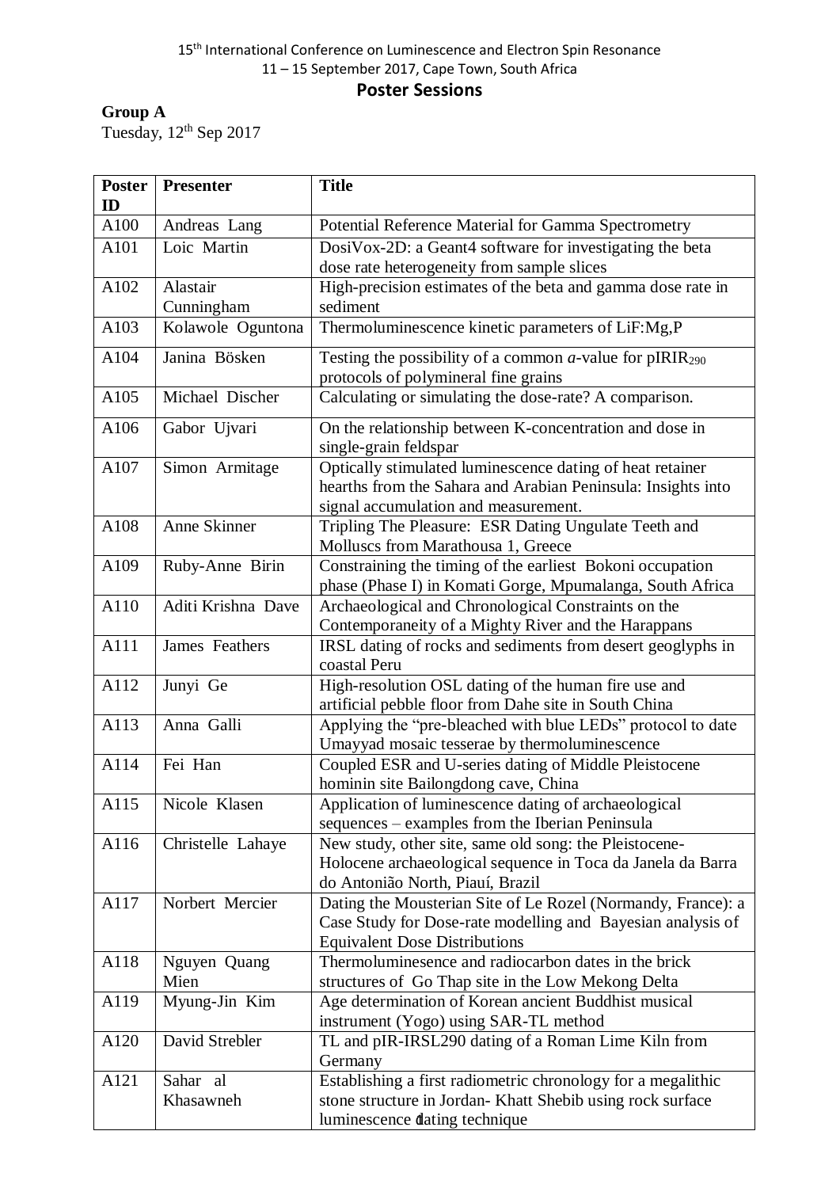15th International Conference on Luminescence and Electron Spin Resonance
11 – 15 September 2017, Cape Town, South Africa

## Poster Sessions

**Group A**
Tuesday, 12th Sep 2017

| Poster ID | Presenter | Title |
|---|---|---|
| A100 | Andreas Lang | Potential Reference Material for Gamma Spectrometry |
| A101 | Loic Martin | DosiVox-2D: a Geant4 software for investigating the beta dose rate heterogeneity from sample slices |
| A102 | Alastair Cunningham | High-precision estimates of the beta and gamma dose rate in sediment |
| A103 | Kolawole Oguntona | Thermoluminescence kinetic parameters of LiF:Mg,P |
| A104 | Janina Bösken | Testing the possibility of a common *a*-value for $pIRIR_{290}$ protocols of polymineral fine grains |
| A105 | Michael Discher | Calculating or simulating the dose-rate? A comparison. |
| A106 | Gabor Ujvari | On the relationship between K-concentration and dose in single-grain feldspar |
| A107 | Simon Armitage | Optically stimulated luminescence dating of heat retainer hearths from the Sahara and Arabian Peninsula: Insights into signal accumulation and measurement. |
| A108 | Anne Skinner | Tripling The Pleasure: ESR Dating Ungulate Teeth and Molluscs from Marathousa 1, Greece |
| A109 | Ruby-Anne Birin | Constraining the timing of the earliest Bokoni occupation phase (Phase I) in Komati Gorge, Mpumalanga, South Africa |
| A110 | Aditi Krishna Dave | Archaeological and Chronological Constraints on the Contemporaneity of a Mighty River and the Harappans |
| A111 | James Feathers | IRSL dating of rocks and sediments from desert geoglyphs in coastal Peru |
| A112 | Junyi Ge | High-resolution OSL dating of the human fire use and artificial pebble floor from Dahe site in South China |
| A113 | Anna Galli | Applying the "pre-bleached with blue LEDs" protocol to date Umayyad mosaic tesserae by thermoluminescence |
| A114 | Fei Han | Coupled ESR and U-series dating of Middle Pleistocene hominin site Bailongdong cave, China |
| A115 | Nicole Klasen | Application of luminescence dating of archaeological sequences – examples from the Iberian Peninsula |
| A116 | Christelle Lahaye | New study, other site, same old song: the Pleistocene-Holocene archaeological sequence in Toca da Janela da Barra do Antonião North, Piauí, Brazil |
| A117 | Norbert Mercier | Dating the Mousterian Site of Le Rozel (Normandy, France): a Case Study for Dose-rate modelling and Bayesian analysis of Equivalent Dose Distributions |
| A118 | Nguyen Quang Mien | Thermoluminesence and radiocarbon dates in the brick structures of Go Thap site in the Low Mekong Delta |
| A119 | Myung-Jin Kim | Age determination of Korean ancient Buddhist musical instrument (Yogo) using SAR-TL method |
| A120 | David Strebler | TL and pIR-IRSL290 dating of a Roman Lime Kiln from Germany |
| A121 | Sahar al Khasawneh | Establishing a first radiometric chronology for a megalithic stone structure in Jordan- Khatt Shebib using rock surface luminescence dating technique |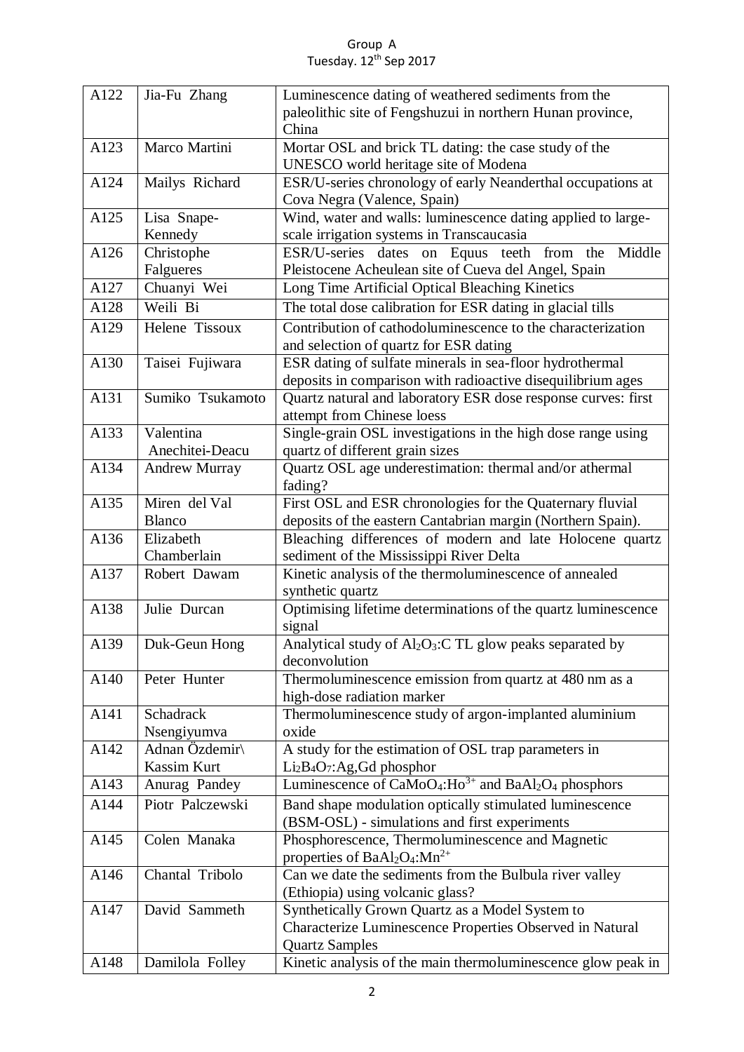Group A
Tuesday. 12th Sep 2017

| | | |
|---|---|---|
| A122 | Jia-Fu Zhang | Luminescence dating of weathered sediments from the paleolithic site of Fengshuzui in northern Hunan province, China |
| A123 | Marco Martini | Mortar OSL and brick TL dating: the case study of the UNESCO world heritage site of Modena |
| A124 | Mailys Richard | ESR/U-series chronology of early Neanderthal occupations at Cova Negra (Valence, Spain) |
| A125 | Lisa Snape-Kennedy | Wind, water and walls: luminescence dating applied to large-scale irrigation systems in Transcaucasia |
| A126 | Christophe Falgueres | ESR/U-series dates on Equus teeth from the Middle Pleistocene Acheulean site of Cueva del Angel, Spain |
| A127 | Chuanyi Wei | Long Time Artificial Optical Bleaching Kinetics |
| A128 | Weili Bi | The total dose calibration for ESR dating in glacial tills |
| A129 | Helene Tissoux | Contribution of cathodoluminescence to the characterization and selection of quartz for ESR dating |
| A130 | Taisei Fujiwara | ESR dating of sulfate minerals in sea-floor hydrothermal deposits in comparison with radioactive disequilibrium ages |
| A131 | Sumiko Tsukamoto | Quartz natural and laboratory ESR dose response curves: first attempt from Chinese loess |
| A133 | Valentina Anechitei-Deacu | Single-grain OSL investigations in the high dose range using quartz of different grain sizes |
| A134 | Andrew Murray | Quartz OSL age underestimation: thermal and/or athermal fading? |
| A135 | Miren del Val Blanco | First OSL and ESR chronologies for the Quaternary fluvial deposits of the eastern Cantabrian margin (Northern Spain). |
| A136 | Elizabeth Chamberlain | Bleaching differences of modern and late Holocene quartz sediment of the Mississippi River Delta |
| A137 | Robert Dawam | Kinetic analysis of the thermoluminescence of annealed synthetic quartz |
| A138 | Julie Durcan | Optimising lifetime determinations of the quartz luminescence signal |
| A139 | Duk-Geun Hong | Analytical study of $Al_2O_3$:C TL glow peaks separated by deconvolution |
| A140 | Peter Hunter | Thermoluminescence emission from quartz at 480 nm as a high-dose radiation marker |
| A141 | Schadrack Nsengiyumva | Thermoluminescence study of argon-implanted aluminium oxide |
| A142 | Adnan Özdemir\ Kassim Kurt | A study for the estimation of OSL trap parameters in $Li_2B_4O_7$:Ag,Gd phosphor |
| A143 | Anurag Pandey | Luminescence of $CaMoO_4$:$Ho^{3+}$ and $BaAl_2O_4$ phosphors |
| A144 | Piotr Palczewski | Band shape modulation optically stimulated luminescence (BSM-OSL) - simulations and first experiments |
| A145 | Colen Manaka | Phosphorescence, Thermoluminescence and Magnetic properties of $BaAl_2O_4$:$Mn^{2+}$ |
| A146 | Chantal Tribolo | Can we date the sediments from the Bulbula river valley (Ethiopia) using volcanic glass? |
| A147 | David Sammeth | Synthetically Grown Quartz as a Model System to Characterize Luminescence Properties Observed in Natural Quartz Samples |
| A148 | Damilola Folley | Kinetic analysis of the main thermoluminescence glow peak in |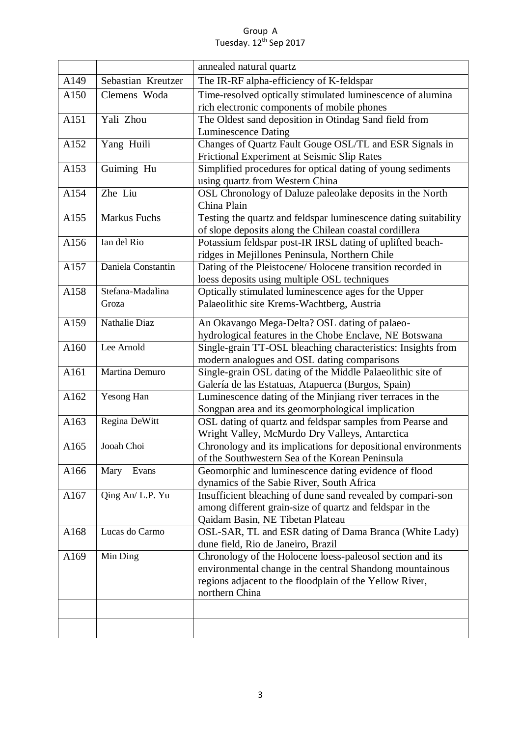| | | annealed natural quartz |
|---|---|---|
| A149 | Sebastian Kreutzer | The IR-RF alpha-efficiency of K-feldspar |
| A150 | Clemens Woda | Time-resolved optically stimulated luminescence of alumina rich electronic components of mobile phones |
| A151 | Yali Zhou | The Oldest sand deposition in Otindag Sand field from Luminescence Dating |
| A152 | Yang Huili | Changes of Quartz Fault Gouge OSL/TL and ESR Signals in Frictional Experiment at Seismic Slip Rates |
| A153 | Guiming Hu | Simplified procedures for optical dating of young sediments using quartz from Western China |
| A154 | Zhe Liu | OSL Chronology of Daluze paleolake deposits in the North China Plain |
| A155 | Markus Fuchs | Testing the quartz and feldspar luminescence dating suitability of slope deposits along the Chilean coastal cordillera |
| A156 | Ian del Rio | Potassium feldspar post-IR IRSL dating of uplifted beach-ridges in Mejillones Peninsula, Northern Chile |
| A157 | Daniela Constantin | Dating of the Pleistocene/ Holocene transition recorded in loess deposits using multiple OSL techniques |
| A158 | Stefana-Madalina Groza | Optically stimulated luminescence ages for the Upper Palaeolithic site Krems-Wachtberg, Austria |
| A159 | Nathalie Diaz | An Okavango Mega-Delta? OSL dating of palaeo-hydrological features in the Chobe Enclave, NE Botswana |
| A160 | Lee Arnold | Single-grain TT-OSL bleaching characteristics: Insights from modern analogues and OSL dating comparisons |
| A161 | Martina Demuro | Single-grain OSL dating of the Middle Palaeolithic site of Galería de las Estatuas, Atapuerca (Burgos, Spain) |
| A162 | Yesong Han | Luminescence dating of the Minjiang river terraces in the Songpan area and its geomorphological implication |
| A163 | Regina DeWitt | OSL dating of quartz and feldspar samples from Pearse and Wright Valley, McMurdo Dry Valleys, Antarctica |
| A165 | Jooah Choi | Chronology and its implications for depositional environments of the Southwestern Sea of the Korean Peninsula |
| A166 | Mary Evans | Geomorphic and luminescence dating evidence of flood dynamics of the Sabie River, South Africa |
| A167 | Qing An/ L.P. Yu | Insufficient bleaching of dune sand revealed by compari-son among different grain-size of quartz and feldspar in the Qaidam Basin, NE Tibetan Plateau |
| A168 | Lucas do Carmo | OSL-SAR, TL and ESR dating of Dama Branca (White Lady) dune field, Rio de Janeiro, Brazil |
| A169 | Min Ding | Chronology of the Holocene loess-paleosol section and its environmental change in the central Shandong mountainous regions adjacent to the floodplain of the Yellow River, northern China |
| | | |
| | | |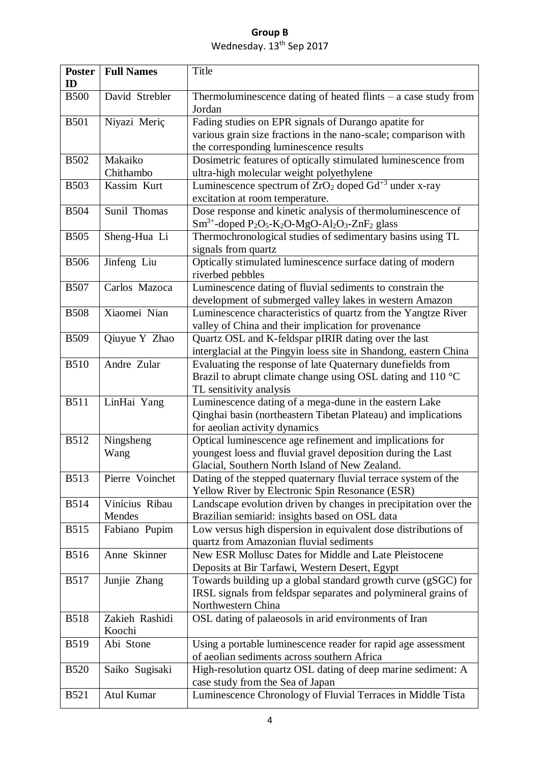**Group B**

Wednesday. 13th Sep 2017

| Poster ID | Full Names | Title |
|---|---|---|
| B500 | David Strebler | Thermoluminescence dating of heated flints – a case study from Jordan |
| B501 | Niyazi Meriç | Fading studies on EPR signals of Durango apatite for various grain size fractions in the nano-scale; comparison with the corresponding luminescence results |
| B502 | Makaiko Chithambo | Dosimetric features of optically stimulated luminescence from ultra-high molecular weight polyethylene |
| B503 | Kassim Kurt | Luminescence spectrum of $ZrO_2$ doped $Gd^{+3}$ under x-ray excitation at room temperature. |
| B504 | Sunil Thomas | Dose response and kinetic analysis of thermoluminescence of $Sm^{3+}$-doped $P_2O_5$-$K_2O$-$MgO$-$Al_2O_3$-$ZnF_2$ glass |
| B505 | Sheng-Hua Li | Thermochronological studies of sedimentary basins using TL signals from quartz |
| B506 | Jinfeng Liu | Optically stimulated luminescence surface dating of modern riverbed pebbles |
| B507 | Carlos Mazoca | Luminescence dating of fluvial sediments to constrain the development of submerged valley lakes in western Amazon |
| B508 | Xiaomei Nian | Luminescence characteristics of quartz from the Yangtze River valley of China and their implication for provenance |
| B509 | Qiuyue Y Zhao | Quartz OSL and K-feldspar pIRIR dating over the last interglacial at the Pingyin loess site in Shandong, eastern China |
| B510 | Andre Zular | Evaluating the response of late Quaternary dunefields from Brazil to abrupt climate change using OSL dating and 110 °C TL sensitivity analysis |
| B511 | LinHai Yang | Luminescence dating of a mega-dune in the eastern Lake Qinghai basin (northeastern Tibetan Plateau) and implications for aeolian activity dynamics |
| B512 | Ningsheng Wang | Optical luminescence age refinement and implications for youngest loess and fluvial gravel deposition during the Last Glacial, Southern North Island of New Zealand. |
| B513 | Pierre Voinchet | Dating of the stepped quaternary fluvial terrace system of the Yellow River by Electronic Spin Resonance (ESR) |
| B514 | Vinícius Ribau Mendes | Landscape evolution driven by changes in precipitation over the Brazilian semiarid: insights based on OSL data |
| B515 | Fabiano Pupim | Low versus high dispersion in equivalent dose distributions of quartz from Amazonian fluvial sediments |
| B516 | Anne Skinner | New ESR Mollusc Dates for Middle and Late Pleistocene Deposits at Bir Tarfawi, Western Desert, Egypt |
| B517 | Junjie Zhang | Towards building up a global standard growth curve (gSGC) for IRSL signals from feldspar separates and polymineral grains of Northwestern China |
| B518 | Zakieh Rashidi Koochi | OSL dating of palaeosols in arid environments of Iran |
| B519 | Abi Stone | Using a portable luminescence reader for rapid age assessment of aeolian sediments across southern Africa |
| B520 | Saiko Sugisaki | High-resolution quartz OSL dating of deep marine sediment: A case study from the Sea of Japan |
| B521 | Atul Kumar | Luminescence Chronology of Fluvial Terraces in Middle Tista |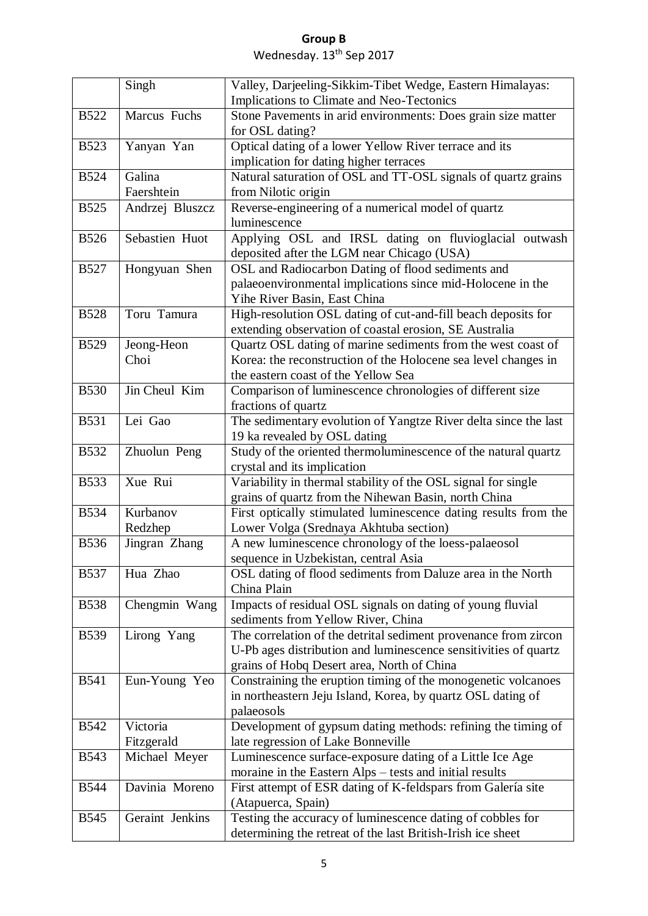**Group B**

Wednesday. 13th Sep 2017

| | | |
|---|---|---|
| | Singh | Valley, Darjeeling-Sikkim-Tibet Wedge, Eastern Himalayas: Implications to Climate and Neo-Tectonics |
| B522 | Marcus Fuchs | Stone Pavements in arid environments: Does grain size matter for OSL dating? |
| B523 | Yanyan Yan | Optical dating of a lower Yellow River terrace and its implication for dating higher terraces |
| B524 | Galina Faershtein | Natural saturation of OSL and TT-OSL signals of quartz grains from Nilotic origin |
| B525 | Andrzej Bluszcz | Reverse-engineering of a numerical model of quartz luminescence |
| B526 | Sebastien Huot | Applying OSL and IRSL dating on fluvioglacial outwash deposited after the LGM near Chicago (USA) |
| B527 | Hongyuan Shen | OSL and Radiocarbon Dating of flood sediments and palaeoenvironmental implications since mid-Holocene in the Yihe River Basin, East China |
| B528 | Toru Tamura | High-resolution OSL dating of cut-and-fill beach deposits for extending observation of coastal erosion, SE Australia |
| B529 | Jeong-Heon Choi | Quartz OSL dating of marine sediments from the west coast of Korea: the reconstruction of the Holocene sea level changes in the eastern coast of the Yellow Sea |
| B530 | Jin Cheul Kim | Comparison of luminescence chronologies of different size fractions of quartz |
| B531 | Lei Gao | The sedimentary evolution of Yangtze River delta since the last 19 ka revealed by OSL dating |
| B532 | Zhuolun Peng | Study of the oriented thermoluminescence of the natural quartz crystal and its implication |
| B533 | Xue Rui | Variability in thermal stability of the OSL signal for single grains of quartz from the Nihewan Basin, north China |
| B534 | Kurbanov Redzhep | First optically stimulated luminescence dating results from the Lower Volga (Srednaya Akhtuba section) |
| B536 | Jingran Zhang | A new luminescence chronology of the loess-palaeosol sequence in Uzbekistan, central Asia |
| B537 | Hua Zhao | OSL dating of flood sediments from Daluze area in the North China Plain |
| B538 | Chengmin Wang | Impacts of residual OSL signals on dating of young fluvial sediments from Yellow River, China |
| B539 | Lirong Yang | The correlation of the detrital sediment provenance from zircon U-Pb ages distribution and luminescence sensitivities of quartz grains of Hobq Desert area, North of China |
| B541 | Eun-Young Yeo | Constraining the eruption timing of the monogenetic volcanoes in northeastern Jeju Island, Korea, by quartz OSL dating of palaeosols |
| B542 | Victoria Fitzgerald | Development of gypsum dating methods: refining the timing of late regression of Lake Bonneville |
| B543 | Michael Meyer | Luminescence surface-exposure dating of a Little Ice Age moraine in the Eastern Alps – tests and initial results |
| B544 | Davinia Moreno | First attempt of ESR dating of K-feldspars from Galería site (Atapuerca, Spain) |
| B545 | Geraint Jenkins | Testing the accuracy of luminescence dating of cobbles for determining the retreat of the last British-Irish ice sheet |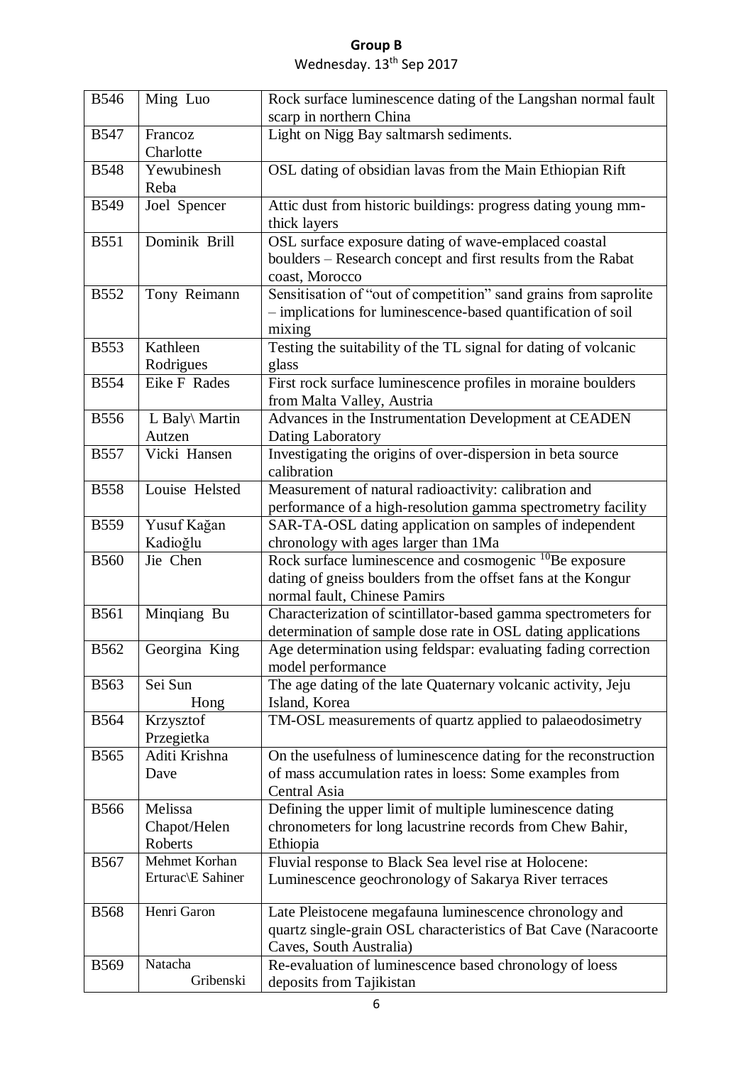**Group B**

Wednesday. 13th Sep 2017

| | | |
|---|---|---|
| B546 | Ming Luo | Rock surface luminescence dating of the Langshan normal fault scarp in northern China |
| B547 | Francoz Charlotte | Light on Nigg Bay saltmarsh sediments. |
| B548 | Yewubinesh Reba | OSL dating of obsidian lavas from the Main Ethiopian Rift |
| B549 | Joel Spencer | Attic dust from historic buildings: progress dating young mm-thick layers |
| B551 | Dominik Brill | OSL surface exposure dating of wave-emplaced coastal boulders – Research concept and first results from the Rabat coast, Morocco |
| B552 | Tony Reimann | Sensitisation of "out of competition" sand grains from saprolite – implications for luminescence-based quantification of soil mixing |
| B553 | Kathleen Rodrigues | Testing the suitability of the TL signal for dating of volcanic glass |
| B554 | Eike F Rades | First rock surface luminescence profiles in moraine boulders from Malta Valley, Austria |
| B556 | L Baly\ Martin Autzen | Advances in the Instrumentation Development at CEADEN Dating Laboratory |
| B557 | Vicki Hansen | Investigating the origins of over-dispersion in beta source calibration |
| B558 | Louise Helsted | Measurement of natural radioactivity: calibration and performance of a high-resolution gamma spectrometry facility |
| B559 | Yusuf Kağan Kadioğlu | SAR-TA-OSL dating application on samples of independent chronology with ages larger than 1Ma |
| B560 | Jie Chen | Rock surface luminescence and cosmogenic $^{10}Be$ exposure dating of gneiss boulders from the offset fans at the Kongur normal fault, Chinese Pamirs |
| B561 | Minqiang Bu | Characterization of scintillator-based gamma spectrometers for determination of sample dose rate in OSL dating applications |
| B562 | Georgina King | Age determination using feldspar: evaluating fading correction model performance |
| B563 | Sei Sun Hong | The age dating of the late Quaternary volcanic activity, Jeju Island, Korea |
| B564 | Krzysztof Przegietka | TM-OSL measurements of quartz applied to palaeodosimetry |
| B565 | Aditi Krishna Dave | On the usefulness of luminescence dating for the reconstruction of mass accumulation rates in loess: Some examples from Central Asia |
| B566 | Melissa Chapot/Helen Roberts | Defining the upper limit of multiple luminescence dating chronometers for long lacustrine records from Chew Bahir, Ethiopia |
| B567 | Mehmet Korhan Erturac\E Sahiner | Fluvial response to Black Sea level rise at Holocene: Luminescence geochronology of Sakarya River terraces |
| B568 | Henri Garon | Late Pleistocene megafauna luminescence chronology and quartz single-grain OSL characteristics of Bat Cave (Naracoorte Caves, South Australia) |
| B569 | Natacha Gribenski | Re-evaluation of luminescence based chronology of loess deposits from Tajikistan |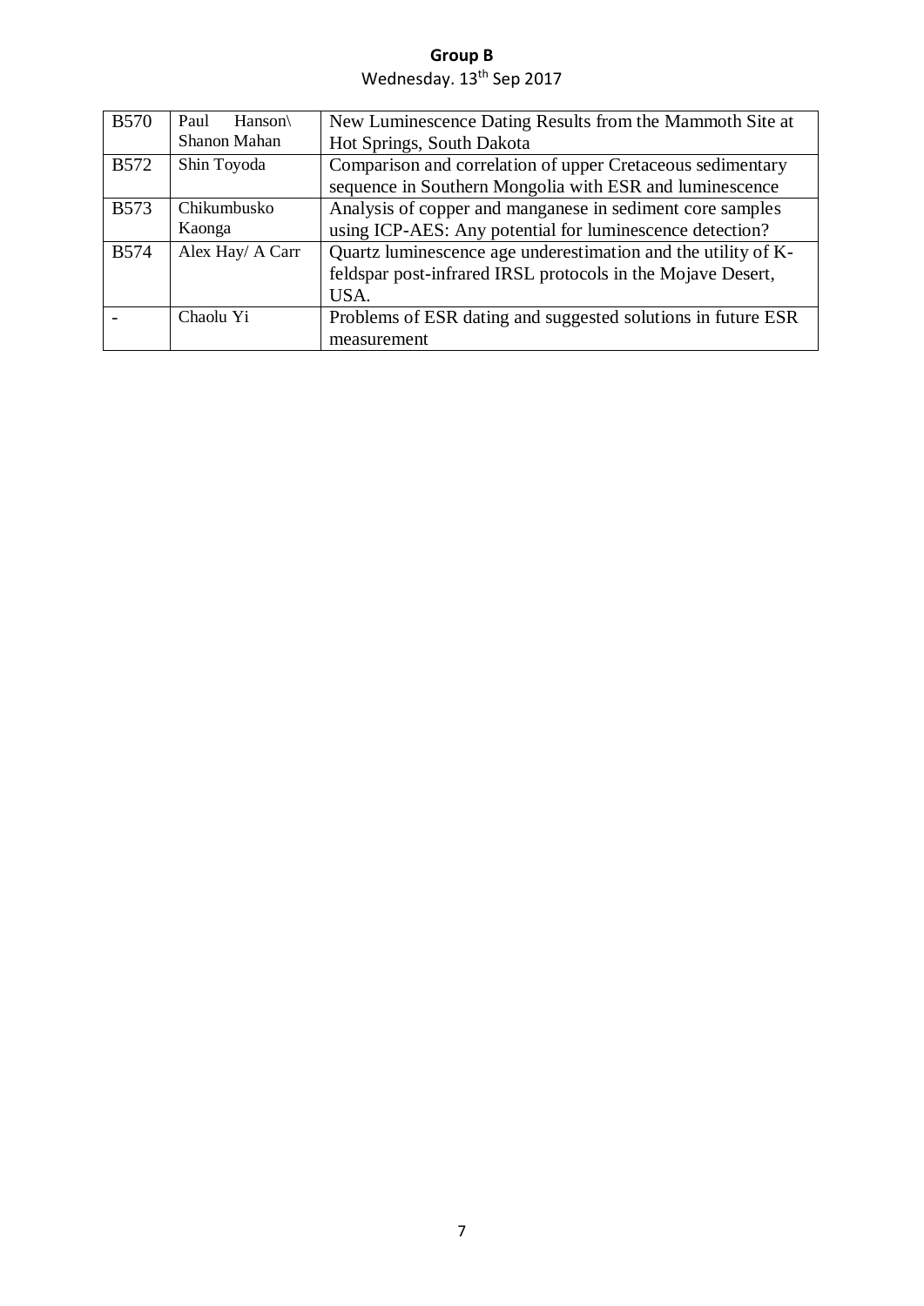**Group B**

Wednesday. 13th Sep 2017

| | | |
|---|---|---|
| B570 | Paul Hanson\ Shanon Mahan | New Luminescence Dating Results from the Mammoth Site at Hot Springs, South Dakota |
| B572 | Shin Toyoda | Comparison and correlation of upper Cretaceous sedimentary sequence in Southern Mongolia with ESR and luminescence |
| B573 | Chikumbusko Kaonga | Analysis of copper and manganese in sediment core samples using ICP-AES: Any potential for luminescence detection? |
| B574 | Alex Hay/ A Carr | Quartz luminescence age underestimation and the utility of K-feldspar post-infrared IRSL protocols in the Mojave Desert, USA. |
| - | Chaolu Yi | Problems of ESR dating and suggested solutions in future ESR measurement |